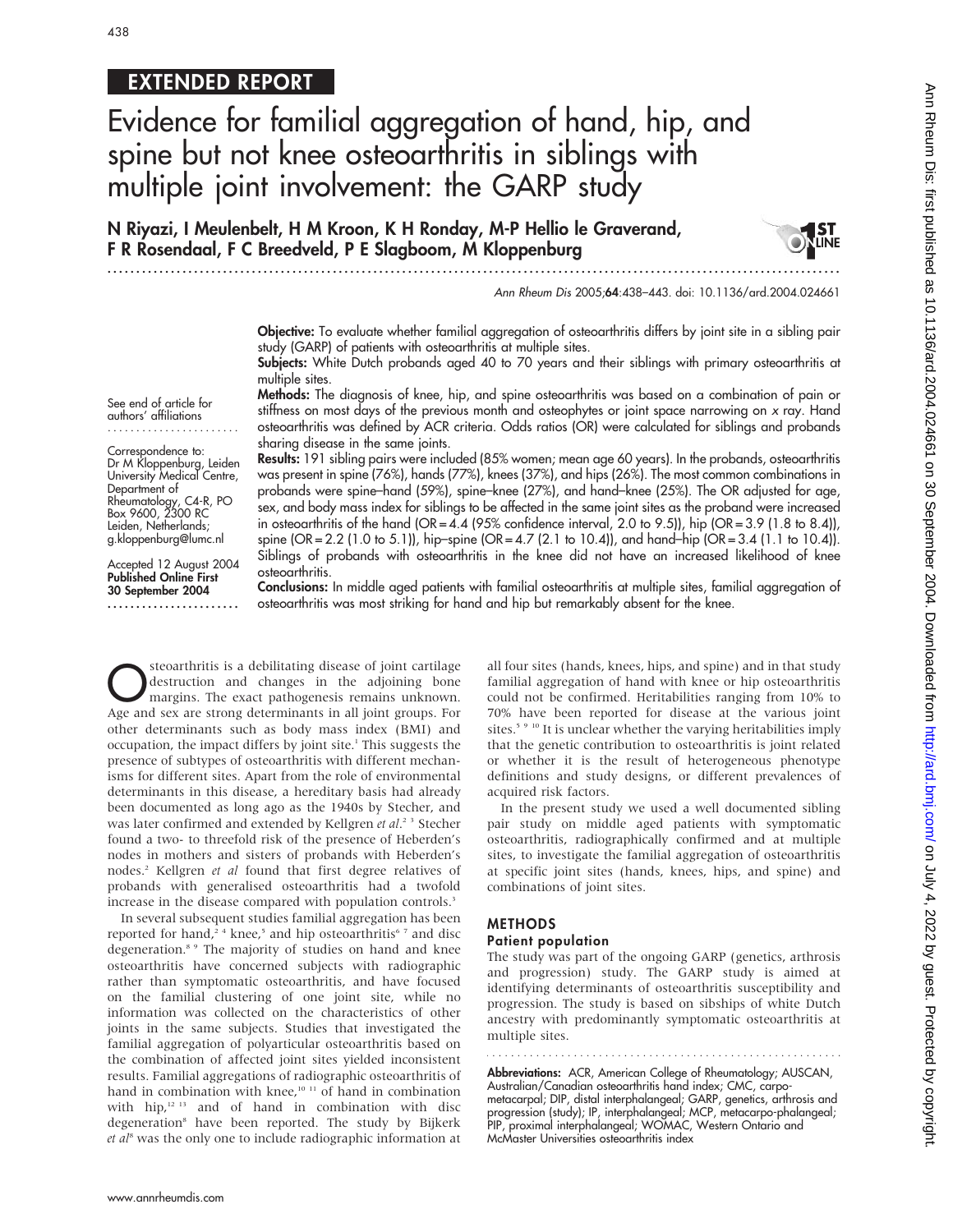EXTENDED REPORT

# Evidence for familial aggregation of hand, hip, and spine but not knee osteoarthritis in siblings with multiple joint involvement: the GARP study

**N Riyazi, I Meulenbelt, H M Kroon, K H Ronday, M-P Hellio le Graverand, F R Rosendaal, F C Breedveld, P E Slagboom, M Kloppenburg**

Ann Rheum Dis 2005;64:438–443. doi: 10.1136/ard.2004.024661

See end of article for authors' affiliations

Correspondence to: Dr M Kloppenburg, Leiden University Medical Centre, Department of Rheumatology, C4-R, PO Box 9600, 2300 RC Leiden, Netherlands; g.kloppenburg@lumc.nl

Accepted 12 August 2004
**Published Online First 30 September 2004**

**Objective:** To evaluate whether familial aggregation of osteoarthritis differs by joint site in a sibling pair study (GARP) of patients with osteoarthritis at multiple sites.

**Subjects:** White Dutch probands aged 40 to 70 years and their siblings with primary osteoarthritis at multiple sites.

**Methods:** The diagnosis of knee, hip, and spine osteoarthritis was based on a combination of pain or stiffness on most days of the previous month and osteophytes or joint space narrowing on *x* ray. Hand osteoarthritis was defined by ACR criteria. Odds ratios (OR) were calculated for siblings and probands sharing disease in the same joints.

**Results:** 191 sibling pairs were included (85% women; mean age 60 years). In the probands, osteoarthritis was present in spine (76%), hands (77%), knees (37%), and hips (26%). The most common combinations in probands were spine–hand (59%), spine–knee (27%), and hand–knee (25%). The OR adjusted for age, sex, and body mass index for siblings to be affected in the same joint sites as the proband were increased in osteoarthritis of the hand (OR = 4.4 (95% confidence interval, 2.0 to 9.5)), hip (OR = 3.9 (1.8 to 8.4)), spine (OR = 2.2 (1.0 to 5.1)), hip–spine (OR = 4.7 (2.1 to 10.4)), and hand–hip (OR = 3.4 (1.1 to 10.4)). Siblings of probands with osteoarthritis in the knee did not have an increased likelihood of knee osteoarthritis.

**Conclusions:** In middle aged patients with familial osteoarthritis at multiple sites, familial aggregation of osteoarthritis was most striking for hand and hip but remarkably absent for the knee.

Osteoarthritis is a debilitating disease of joint cartilage destruction and changes in the adjoining bone margins. The exact pathogenesis remains unknown. Age and sex are strong determinants in all joint groups. For other determinants such as body mass index (BMI) and occupation, the impact differs by joint site.[1] This suggests the presence of subtypes of osteoarthritis with different mechanisms for different sites. Apart from the role of environmental determinants in this disease, a hereditary basis had already been documented as long ago as the 1940s by Stecher, and was later confirmed and extended by Kellgren *et al*.[2 3] Stecher found a two- to threefold risk of the presence of Heberden's nodes in mothers and sisters of probands with Heberden's nodes.[2] Kellgren *et al* found that first degree relatives of probands with generalised osteoarthritis had a twofold increase in the disease compared with population controls.[3]

In several subsequent studies familial aggregation has been reported for hand,[2 4] knee,[5] and hip osteoarthritis[6 7] and disc degeneration.[8 9] The majority of studies on hand and knee osteoarthritis have concerned subjects with radiographic rather than symptomatic osteoarthritis, and have focused on the familial clustering of one joint site, while no information was collected on the characteristics of other joints in the same subjects. Studies that investigated the familial aggregation of polyarticular osteoarthritis based on the combination of affected joint sites yielded inconsistent results. Familial aggregations of radiographic osteoarthritis of hand in combination with knee,[10 11] of hand in combination with hip,[12 13] and of hand in combination with disc degeneration[8] have been reported. The study by Bijkerk *et al*[8] was the only one to include radiographic information at all four sites (hands, knees, hips, and spine) and in that study familial aggregation of hand with knee or hip osteoarthritis could not be confirmed. Heritabilities ranging from 10% to 70% have been reported for disease at the various joint sites.[5 9 10] It is unclear whether the varying heritabilities imply that the genetic contribution to osteoarthritis is joint related or whether it is the result of heterogeneous phenotype definitions and study designs, or different prevalences of acquired risk factors.

In the present study we used a well documented sibling pair study on middle aged patients with symptomatic osteoarthritis, radiographically confirmed and at multiple sites, to investigate the familial aggregation of osteoarthritis at specific joint sites (hands, knees, hips, and spine) and combinations of joint sites.

## METHODS

### Patient population

The study was part of the ongoing GARP (genetics, arthrosis and progression) study. The GARP study is aimed at identifying determinants of osteoarthritis susceptibility and progression. The study is based on sibships of white Dutch ancestry with predominantly symptomatic osteoarthritis at multiple sites.

**Abbreviations:** ACR, American College of Rheumatology; AUSCAN, Australian/Canadian osteoarthritis hand index; CMC, carpometacarpal; DIP, distal interphalangeal; GARP, genetics, arthrosis and progression (study); IP, interphalangeal; MCP, metacarpo-phalangeal; PIP, proximal interphalangeal; WOMAC, Western Ontario and McMaster Universities osteoarthritis index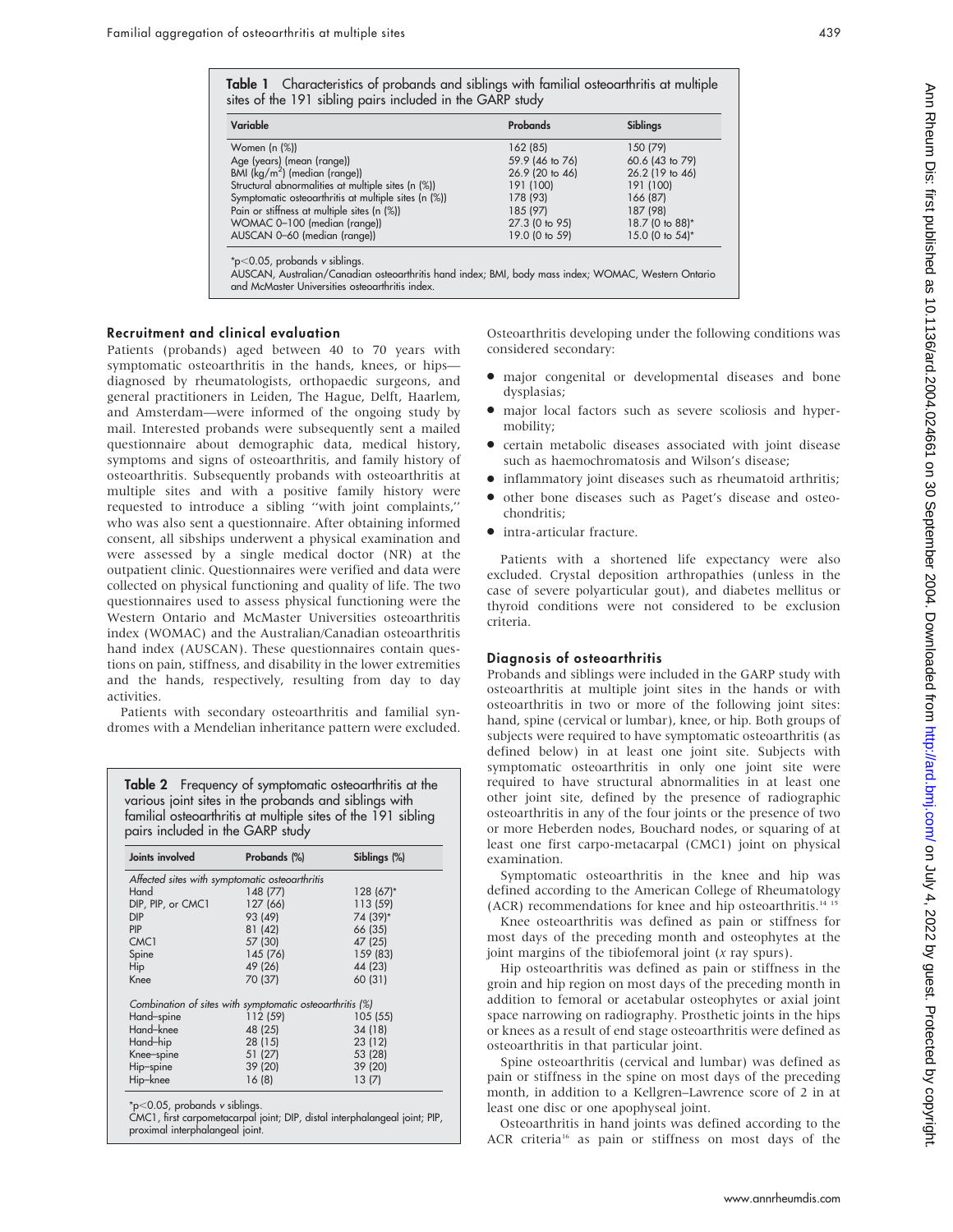**Table 1** Characteristics of probands and siblings with familial osteoarthritis at multiple sites of the 191 sibling pairs included in the GARP study

| Variable | Probands | Siblings |
|---|---|---|
| Women (n (%)) | 162 (85) | 150 (79) |
| Age (years) (mean (range)) | 59.9 (46 to 76) | 60.6 (43 to 79) |
| BMI (kg/m$^2$) (median (range)) | 26.9 (20 to 46) | 26.2 (19 to 46) |
| Structural abnormalities at multiple sites (n (%)) | 191 (100) | 191 (100) |
| Symptomatic osteoarthritis at multiple sites (n (%)) | 178 (93) | 166 (87) |
| Pain or stiffness at multiple sites (n (%)) | 185 (97) | 187 (98) |
| WOMAC 0–100 (median (range)) | 27.3 (0 to 95) | 18.7 (0 to 88)* |
| AUSCAN 0–60 (median (range)) | 19.0 (0 to 59) | 15.0 (0 to 54)* |

*$p<0.05$, probands v siblings.
AUSCAN, Australian/Canadian osteoarthritis hand index; BMI, body mass index; WOMAC, Western Ontario and McMaster Universities osteoarthritis index.

### Recruitment and clinical evaluation

Patients (probands) aged between 40 to 70 years with symptomatic osteoarthritis in the hands, knees, or hips—diagnosed by rheumatologists, orthopaedic surgeons, and general practitioners in Leiden, The Hague, Delft, Haarlem, and Amsterdam—were informed of the ongoing study by mail. Interested probands were subsequently sent a mailed questionnaire about demographic data, medical history, symptoms and signs of osteoarthritis, and family history of osteoarthritis. Subsequently probands with osteoarthritis at multiple sites and with a positive family history were requested to introduce a sibling "with joint complaints," who was also sent a questionnaire. After obtaining informed consent, all sibships underwent a physical examination and were assessed by a single medical doctor (NR) at the outpatient clinic. Questionnaires were verified and data were collected on physical functioning and quality of life. The two questionnaires used to assess physical functioning were the Western Ontario and McMaster Universities osteoarthritis index (WOMAC) and the Australian/Canadian osteoarthritis hand index (AUSCAN). These questionnaires contain questions on pain, stiffness, and disability in the lower extremities and the hands, respectively, resulting from day to day activities.

Patients with secondary osteoarthritis and familial syndromes with a Mendelian inheritance pattern were excluded.

**Table 2** Frequency of symptomatic osteoarthritis at the various joint sites in the probands and siblings with familial osteoarthritis at multiple sites of the 191 sibling pairs included in the GARP study

| Joints involved | Probands (%) | Siblings (%) |
|---|---|---|
| *Affected sites with symptomatic osteoarthritis* | | |
| Hand | 148 (77) | 128 (67)* |
| DIP, PIP, or CMC1 | 127 (66) | 113 (59) |
| DIP | 93 (49) | 74 (39)* |
| PIP | 81 (42) | 66 (35) |
| CMC1 | 57 (30) | 47 (25) |
| Spine | 145 (76) | 159 (83) |
| Hip | 49 (26) | 44 (23) |
| Knee | 70 (37) | 60 (31) |
| *Combination of sites with symptomatic osteoarthritis (%)* | | |
| Hand–spine | 112 (59) | 105 (55) |
| Hand–knee | 48 (25) | 34 (18) |
| Hand–hip | 28 (15) | 23 (12) |
| Knee–spine | 51 (27) | 53 (28) |
| Hip–spine | 39 (20) | 39 (20) |
| Hip–knee | 16 (8) | 13 (7) |

*$p<0.05$, probands v siblings.
CMC1, first carpometacarpal joint; DIP, distal interphalangeal joint; PIP, proximal interphalangeal joint.

Osteoarthritis developing under the following conditions was considered secondary:

- major congenital or developmental diseases and bone dysplasias;
- major local factors such as severe scoliosis and hypermobility;
- certain metabolic diseases associated with joint disease such as haemochromatosis and Wilson's disease;
- inflammatory joint diseases such as rheumatoid arthritis;
- other bone diseases such as Paget's disease and osteochondritis;
- intra-articular fracture.

Patients with a shortened life expectancy were also excluded. Crystal deposition arthropathies (unless in the case of severe polyarticular gout), and diabetes mellitus or thyroid conditions were not considered to be exclusion criteria.

### Diagnosis of osteoarthritis

Probands and siblings were included in the GARP study with osteoarthritis at multiple joint sites in the hands or with osteoarthritis in two or more of the following joint sites: hand, spine (cervical or lumbar), knee, or hip. Both groups of subjects were required to have symptomatic osteoarthritis (as defined below) in at least one joint site. Subjects with symptomatic osteoarthritis in only one joint site were required to have structural abnormalities in at least one other joint site, defined by the presence of radiographic osteoarthritis in any of the four joints or the presence of two or more Heberden nodes, Bouchard nodes, or squaring of at least one first carpo-metacarpal (CMC1) joint on physical examination.

Symptomatic osteoarthritis in the knee and hip was defined according to the American College of Rheumatology (ACR) recommendations for knee and hip osteoarthritis.[14 15]

Knee osteoarthritis was defined as pain or stiffness for most days of the preceding month and osteophytes at the joint margins of the tibiofemoral joint (*x* ray spurs).

Hip osteoarthritis was defined as pain or stiffness in the groin and hip region on most days of the preceding month in addition to femoral or acetabular osteophytes or axial joint space narrowing on radiography. Prosthetic joints in the hips or knees as a result of end stage osteoarthritis were defined as osteoarthritis in that particular joint.

Spine osteoarthritis (cervical and lumbar) was defined as pain or stiffness in the spine on most days of the preceding month, in addition to a Kellgren–Lawrence score of 2 in at least one disc or one apophyseal joint.

Osteoarthritis in hand joints was defined according to the ACR criteria[16] as pain or stiffness on most days of the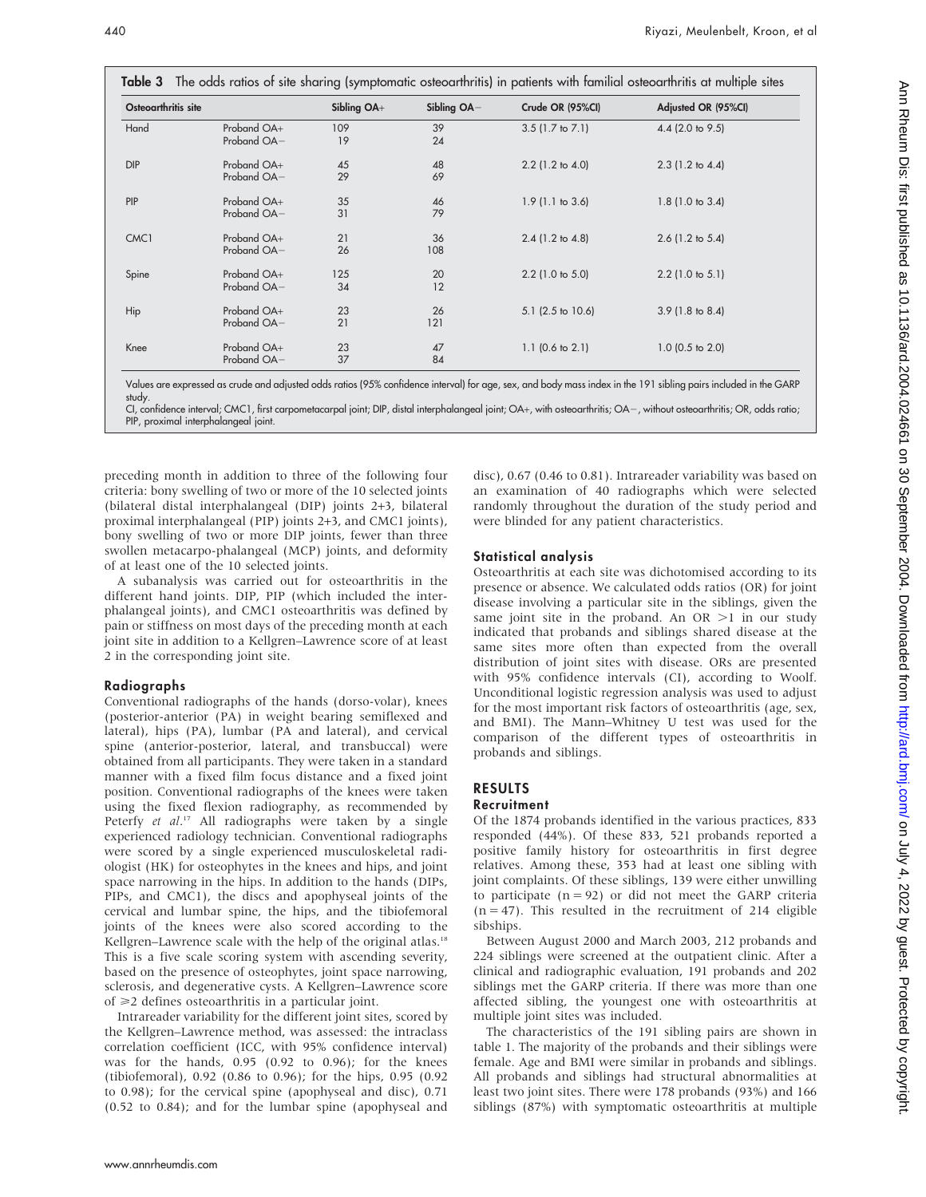**Table 3** The odds ratios of site sharing (symptomatic osteoarthritis) in patients with familial osteoarthritis at multiple sites

| Osteoarthritis site | | Sibling OA+ | Sibling OA− | Crude OR (95%CI) | Adjusted OR (95%CI) |
|---|---|---|---|---|---|
| Hand | Proband OA+ | 109 | 39 | 3.5 (1.7 to 7.1) | 4.4 (2.0 to 9.5) |
| | Proband OA− | 19 | 24 | | |
| DIP | Proband OA+ | 45 | 48 | 2.2 (1.2 to 4.0) | 2.3 (1.2 to 4.4) |
| | Proband OA− | 29 | 69 | | |
| PIP | Proband OA+ | 35 | 46 | 1.9 (1.1 to 3.6) | 1.8 (1.0 to 3.4) |
| | Proband OA− | 31 | 79 | | |
| CMC1 | Proband OA+ | 21 | 36 | 2.4 (1.2 to 4.8) | 2.6 (1.2 to 5.4) |
| | Proband OA− | 26 | 108 | | |
| Spine | Proband OA+ | 125 | 20 | 2.2 (1.0 to 5.0) | 2.2 (1.0 to 5.1) |
| | Proband OA− | 34 | 12 | | |
| Hip | Proband OA+ | 23 | 26 | 5.1 (2.5 to 10.6) | 3.9 (1.8 to 8.4) |
| | Proband OA− | 21 | 121 | | |
| Knee | Proband OA+ | 23 | 47 | 1.1 (0.6 to 2.1) | 1.0 (0.5 to 2.0) |
| | Proband OA− | 37 | 84 | | |

Values are expressed as crude and adjusted odds ratios (95% confidence interval) for age, sex, and body mass index in the 191 sibling pairs included in the GARP study.
CI, confidence interval; CMC1, first carpometacarpal joint; DIP, distal interphalangeal joint; OA+, with osteoarthritis; OA−, without osteoarthritis; OR, odds ratio; PIP, proximal interphalangeal joint.

preceding month in addition to three of the following four criteria: bony swelling of two or more of the 10 selected joints (bilateral distal interphalangeal (DIP) joints 2+3, bilateral proximal interphalangeal (PIP) joints 2+3, and CMC1 joints), bony swelling of two or more DIP joints, fewer than three swollen metacarpo-phalangeal (MCP) joints, and deformity of at least one of the 10 selected joints.

A subanalysis was carried out for osteoarthritis in the different hand joints. DIP, PIP (which included the interphalangeal joints), and CMC1 osteoarthritis was defined by pain or stiffness on most days of the preceding month at each joint site in addition to a Kellgren–Lawrence score of at least 2 in the corresponding joint site.

### Radiographs

Conventional radiographs of the hands (dorso-volar), knees (posterior-anterior (PA) in weight bearing semiflexed and lateral), hips (PA), lumbar (PA and lateral), and cervical spine (anterior-posterior, lateral, and transbuccal) were obtained from all participants. They were taken in a standard manner with a fixed film focus distance and a fixed joint position. Conventional radiographs of the knees were taken using the fixed flexion radiography, as recommended by Peterfy *et al*.[17] All radiographs were taken by a single experienced radiology technician. Conventional radiographs were scored by a single experienced musculoskeletal radiologist (HK) for osteophytes in the knees and hips, and joint space narrowing in the hips. In addition to the hands (DIPs, PIPs, and CMC1), the discs and apophyseal joints of the cervical and lumbar spine, the hips, and the tibiofemoral joints of the knees were also scored according to the Kellgren–Lawrence scale with the help of the original atlas.[18] This is a five scale scoring system with ascending severity, based on the presence of osteophytes, joint space narrowing, sclerosis, and degenerative cysts. A Kellgren–Lawrence score of $\geq 2$ defines osteoarthritis in a particular joint.

Intrareader variability for the different joint sites, scored by the Kellgren–Lawrence method, was assessed: the intraclass correlation coefficient (ICC, with 95% confidence interval) was for the hands, 0.95 (0.92 to 0.96); for the knees (tibiofemoral), 0.92 (0.86 to 0.96); for the hips, 0.95 (0.92 to 0.98); for the cervical spine (apophyseal and disc), 0.71 (0.52 to 0.84); and for the lumbar spine (apophyseal and disc), 0.67 (0.46 to 0.81). Intrareader variability was based on an examination of 40 radiographs which were selected randomly throughout the duration of the study period and were blinded for any patient characteristics.

### Statistical analysis

Osteoarthritis at each site was dichotomised according to its presence or absence. We calculated odds ratios (OR) for joint disease involving a particular site in the siblings, given the same joint site in the proband. An OR >1 in our study indicated that probands and siblings shared disease at the same sites more often than expected from the overall distribution of joint sites with disease. ORs are presented with 95% confidence intervals (CI), according to Woolf. Unconditional logistic regression analysis was used to adjust for the most important risk factors of osteoarthritis (age, sex, and BMI). The Mann–Whitney U test was used for the comparison of the different types of osteoarthritis in probands and siblings.

## RESULTS

### Recruitment

Of the 1874 probands identified in the various practices, 833 responded (44%). Of these 833, 521 probands reported a positive family history for osteoarthritis in first degree relatives. Among these, 353 had at least one sibling with joint complaints. Of these siblings, 139 were either unwilling to participate (n = 92) or did not meet the GARP criteria (n = 47). This resulted in the recruitment of 214 eligible sibships.

Between August 2000 and March 2003, 212 probands and 224 siblings were screened at the outpatient clinic. After a clinical and radiographic evaluation, 191 probands and 202 siblings met the GARP criteria. If there was more than one affected sibling, the youngest one with osteoarthritis at multiple joint sites was included.

The characteristics of the 191 sibling pairs are shown in table 1. The majority of the probands and their siblings were female. Age and BMI were similar in probands and siblings. All probands and siblings had structural abnormalities at least two joint sites. There were 178 probands (93%) and 166 siblings (87%) with symptomatic osteoarthritis at multiple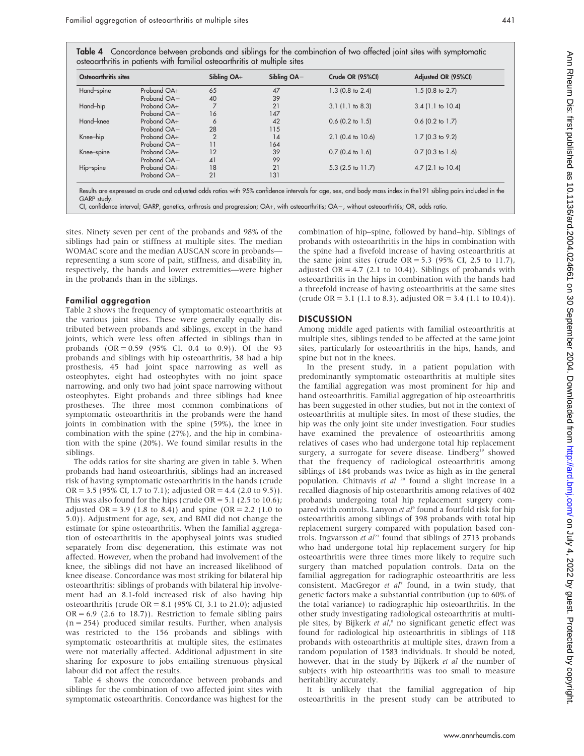**Table 4** Concordance between probands and siblings for the combination of two affected joint sites with symptomatic osteoarthritis in patients with familial osteoarthritis at multiple sites

| Osteoarthritis sites | | Sibling OA+ | Sibling OA− | Crude OR (95%CI) | Adjusted OR (95%CI) |
|---|---|---|---|---|---|
| Hand–spine | Proband OA+ | 65 | 47 | 1.3 (0.8 to 2.4) | 1.5 (0.8 to 2.7) |
| | Proband OA− | 40 | 39 | | |
| Hand–hip | Proband OA+ | 7 | 21 | 3.1 (1.1 to 8.3) | 3.4 (1.1 to 10.4) |
| | Proband OA− | 16 | 147 | | |
| Hand–knee | Proband OA+ | 6 | 42 | 0.6 (0.2 to 1.5) | 0.6 (0.2 to 1.7) |
| | Proband OA− | 28 | 115 | | |
| Knee–hip | Proband OA+ | 2 | 14 | 2.1 (0.4 to 10.6) | 1.7 (0.3 to 9.2) |
| | Proband OA− | 11 | 164 | | |
| Knee–spine | Proband OA+ | 12 | 39 | 0.7 (0.4 to 1.6) | 0.7 (0.3 to 1.6) |
| | Proband OA− | 41 | 99 | | |
| Hip–spine | Proband OA+ | 18 | 21 | 5.3 (2.5 to 11.7) | 4.7 (2.1 to 10.4) |
| | Proband OA− | 21 | 131 | | |

Results are expressed as crude and adjusted odds ratios with 95% confidence intervals for age, sex, and body mass index in the191 sibling pairs included in the GARP study.
CI, confidence interval; GARP, genetics, arthrosis and progression; OA+, with osteoarthritis; OA−, without osteoarthritis; OR, odds ratio.

sites. Ninety seven per cent of the probands and 98% of the siblings had pain or stiffness at multiple sites. The median WOMAC score and the median AUSCAN score in probands—representing a sum score of pain, stiffness, and disability in, respectively, the hands and lower extremities—were higher in the probands than in the siblings.

### Familial aggregation

Table 2 shows the frequency of symptomatic osteoarthritis at the various joint sites. These were generally equally distributed between probands and siblings, except in the hand joints, which were less often affected in siblings than in probands (OR = 0.59 (95% CI, 0.4 to 0.9)). Of the 93 probands and siblings with hip osteoarthritis, 38 had a hip prosthesis, 45 had joint space narrowing as well as osteophytes, eight had osteophytes with no joint space narrowing, and only two had joint space narrowing without osteophytes. Eight probands and three siblings had knee prostheses. The three most common combinations of symptomatic osteoarthritis in the probands were the hand joints in combination with the spine (59%), the knee in combination with the spine (27%), and the hip in combination with the spine (20%). We found similar results in the siblings.

The odds ratios for site sharing are given in table 3. When probands had hand osteoarthritis, siblings had an increased risk of having symptomatic osteoarthritis in the hands (crude OR = 3.5 (95% CI, 1.7 to 7.1); adjusted OR = 4.4 (2.0 to 9.5)). This was also found for the hips (crude OR = 5.1 (2.5 to 10.6); adjusted OR = 3.9 (1.8 to 8.4)) and spine (OR = 2.2 (1.0 to 5.0)). Adjustment for age, sex, and BMI did not change the estimate for spine osteoarthritis. When the familial aggregation of osteoarthritis in the apophyseal joints was studied separately from disc degeneration, this estimate was not affected. However, when the proband had involvement of the knee, the siblings did not have an increased likelihood of knee disease. Concordance was most striking for bilateral hip osteoarthritis: siblings of probands with bilateral hip involvement had an 8.1-fold increased risk of also having hip osteoarthritis (crude OR = 8.1 (95% CI, 3.1 to 21.0); adjusted OR = 6.9 (2.6 to 18.7)). Restriction to female sibling pairs (n = 254) produced similar results. Further, when analysis was restricted to the 156 probands and siblings with symptomatic osteoarthritis at multiple sites, the estimates were not materially affected. Additional adjustment in site sharing for exposure to jobs entailing strenuous physical labour did not affect the results.

Table 4 shows the concordance between probands and siblings for the combination of two affected joint sites with symptomatic osteoarthritis. Concordance was highest for the combination of hip–spine, followed by hand–hip. Siblings of probands with osteoarthritis in the hips in combination with the spine had a fivefold increase of having osteoarthritis at the same joint sites (crude OR = 5.3 (95% CI, 2.5 to 11.7), adjusted OR = 4.7 (2.1 to 10.4)). Siblings of probands with osteoarthritis in the hips in combination with the hands had a threefold increase of having osteoarthritis at the same sites (crude OR = 3.1 (1.1 to 8.3), adjusted OR = 3.4 (1.1 to 10.4)).

## DISCUSSION

Among middle aged patients with familial osteoarthritis at multiple sites, siblings tended to be affected at the same joint sites, particularly for osteoarthritis in the hips, hands, and spine but not in the knees.

In the present study, in a patient population with predominantly symptomatic osteoarthritis at multiple sites the familial aggregation was most prominent for hip and hand osteoarthritis. Familial aggregation of hip osteoarthritis has been suggested in other studies, but not in the context of osteoarthritis at multiple sites. In most of these studies, the hip was the only joint site under investigation. Four studies have examined the prevalence of osteoarthritis among relatives of cases who had undergone total hip replacement surgery, a surrogate for severe disease. Lindberg[19] showed that the frequency of radiological osteoarthritis among siblings of 184 probands was twice as high as in the general population. Chitnavis *et al* [20] found a slight increase in a recalled diagnosis of hip osteoarthritis among relatives of 402 probands undergoing total hip replacement surgery compared with controls. Lanyon *et al*[6] found a fourfold risk for hip osteoarthritis among siblings of 398 probands with total hip replacement surgery compared with population based controls. Ingvarsson *et al*[21] found that siblings of 2713 probands who had undergone total hip replacement surgery for hip osteoarthritis were three times more likely to require such surgery than matched population controls. Data on the familial aggregation for radiographic osteoarthritis are less consistent. MacGregor *et al*[7] found, in a twin study, that genetic factors make a substantial contribution (up to 60% of the total variance) to radiographic hip osteoarthritis. In the other study investigating radiological osteoarthritis at multiple sites, by Bijkerk *et al*,[8] no significant genetic effect was found for radiological hip osteoarthritis in siblings of 118 probands with osteoarthritis at multiple sites, drawn from a random population of 1583 individuals. It should be noted, however, that in the study by Bijkerk *et al* the number of subjects with hip osteoarthritis was too small to measure heritability accurately.

It is unlikely that the familial aggregation of hip osteoarthritis in the present study can be attributed to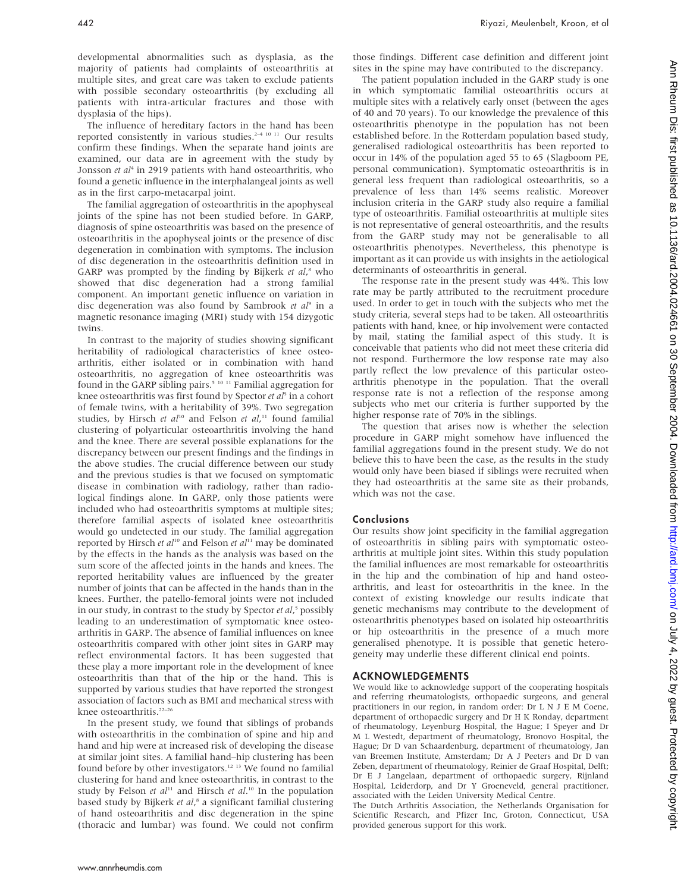developmental abnormalities such as dysplasia, as the majority of patients had complaints of osteoarthritis at multiple sites, and great care was taken to exclude patients with possible secondary osteoarthritis (by excluding all patients with intra-articular fractures and those with dysplasia of the hips).

The influence of hereditary factors in the hand has been reported consistently in various studies.[2–4 10 11] Our results confirm these findings. When the separate hand joints are examined, our data are in agreement with the study by Jonsson *et al*[4] in 2919 patients with hand osteoarthritis, who found a genetic influence in the interphalangeal joints as well as in the first carpo-metacarpal joint.

The familial aggregation of osteoarthritis in the apophyseal joints of the spine has not been studied before. In GARP, diagnosis of spine osteoarthritis was based on the presence of osteoarthritis in the apophyseal joints or the presence of disc degeneration in combination with symptoms. The inclusion of disc degeneration in the osteoarthritis definition used in GARP was prompted by the finding by Bijkerk *et al*,[8] who showed that disc degeneration had a strong familial component. An important genetic influence on variation in disc degeneration was also found by Sambrook *et al*[9] in a magnetic resonance imaging (MRI) study with 154 dizygotic twins.

In contrast to the majority of studies showing significant heritability of radiological characteristics of knee osteoarthritis, either isolated or in combination with hand osteoarthritis, no aggregation of knee osteoarthritis was found in the GARP sibling pairs.[5 10 11] Familial aggregation for knee osteoarthritis was first found by Spector *et al*[5] in a cohort of female twins, with a heritability of 39%. Two segregation studies, by Hirsch *et al*[10] and Felson *et al*,[11] found familial clustering of polyarticular osteoarthritis involving the hand and the knee. There are several possible explanations for the discrepancy between our present findings and the findings in the above studies. The crucial difference between our study and the previous studies is that we focused on symptomatic disease in combination with radiology, rather than radiological findings alone. In GARP, only those patients were included who had osteoarthritis symptoms at multiple sites; therefore familial aspects of isolated knee osteoarthritis would go undetected in our study. The familial aggregation reported by Hirsch *et al*[10] and Felson *et al*[11] may be dominated by the effects in the hands as the analysis was based on the sum score of the affected joints in the hands and knees. The reported heritability values are influenced by the greater number of joints that can be affected in the hands than in the knees. Further, the patello-femoral joints were not included in our study, in contrast to the study by Spector *et al*,[5] possibly leading to an underestimation of symptomatic knee osteoarthritis in GARP. The absence of familial influences on knee osteoarthritis compared with other joint sites in GARP may reflect environmental factors. It has been suggested that these play a more important role in the development of knee osteoarthritis than that of the hip or the hand. This is supported by various studies that have reported the strongest association of factors such as BMI and mechanical stress with knee osteoarthritis.[22–26]

In the present study, we found that siblings of probands with osteoarthritis in the combination of spine and hip and hand and hip were at increased risk of developing the disease at similar joint sites. A familial hand–hip clustering has been found before by other investigators.[12 13] We found no familial clustering for hand and knee osteoarthritis, in contrast to the study by Felson *et al*[11] and Hirsch *et al*.[10] In the population based study by Bijkerk *et al*,[8] a significant familial clustering of hand osteoarthritis and disc degeneration in the spine (thoracic and lumbar) was found. We could not confirm those findings. Different case definition and different joint sites in the spine may have contributed to the discrepancy.

The patient population included in the GARP study is one in which symptomatic familial osteoarthritis occurs at multiple sites with a relatively early onset (between the ages of 40 and 70 years). To our knowledge the prevalence of this osteoarthritis phenotype in the population has not been established before. In the Rotterdam population based study, generalised radiological osteoarthritis has been reported to occur in 14% of the population aged 55 to 65 (Slagboom PE, personal communication). Symptomatic osteoarthritis is in general less frequent than radiological osteoarthritis, so a prevalence of less than 14% seems realistic. Moreover inclusion criteria in the GARP study also require a familial type of osteoarthritis. Familial osteoarthritis at multiple sites is not representative of general osteoarthritis, and the results from the GARP study may not be generalisable to all osteoarthritis phenotypes. Nevertheless, this phenotype is important as it can provide us with insights in the aetiological determinants of osteoarthritis in general.

The response rate in the present study was 44%. This low rate may be partly attributed to the recruitment procedure used. In order to get in touch with the subjects who met the study criteria, several steps had to be taken. All osteoarthritis patients with hand, knee, or hip involvement were contacted by mail, stating the familial aspect of this study. It is conceivable that patients who did not meet these criteria did not respond. Furthermore the low response rate may also partly reflect the low prevalence of this particular osteoarthritis phenotype in the population. That the overall response rate is not a reflection of the response among subjects who met our criteria is further supported by the higher response rate of 70% in the siblings.

The question that arises now is whether the selection procedure in GARP might somehow have influenced the familial aggregations found in the present study. We do not believe this to have been the case, as the results in the study would only have been biased if siblings were recruited when they had osteoarthritis at the same site as their probands, which was not the case.

## Conclusions

Our results show joint specificity in the familial aggregation of osteoarthritis in sibling pairs with symptomatic osteoarthritis at multiple joint sites. Within this study population the familial influences are most remarkable for osteoarthritis in the hip and the combination of hip and hand osteoarthritis, and least for osteoarthritis in the knee. In the context of existing knowledge our results indicate that genetic mechanisms may contribute to the development of osteoarthritis phenotypes based on isolated hip osteoarthritis or hip osteoarthritis in the presence of a much more generalised phenotype. It is possible that genetic heterogeneity may underlie these different clinical end points.

## ACKNOWLEDGEMENTS

We would like to acknowledge support of the cooperating hospitals and referring rheumatologists, orthopaedic surgeons, and general practitioners in our region, in random order: Dr L N J E M Coene, department of orthopaedic surgery and Dr H K Ronday, department of rheumatology, Leyenburg Hospital, the Hague; I Speyer and Dr M L Westedt, department of rheumatology, Bronovo Hospital, the Hague; Dr D van Schaardenburg, department of rheumatology, Jan van Breemen Institute, Amsterdam; Dr A J Peeters and Dr D van Zeben, department of rheumatology, Reinier de Graaf Hospital, Delft; Dr E J Langelaan, department of orthopaedic surgery, Rijnland Hospital, Leiderdorp, and Dr Y Groeneveld, general practitioner, associated with the Leiden University Medical Centre.

The Dutch Arthritis Association, the Netherlands Organisation for Scientific Research, and Pfizer Inc, Groton, Connecticut, USA provided generous support for this work.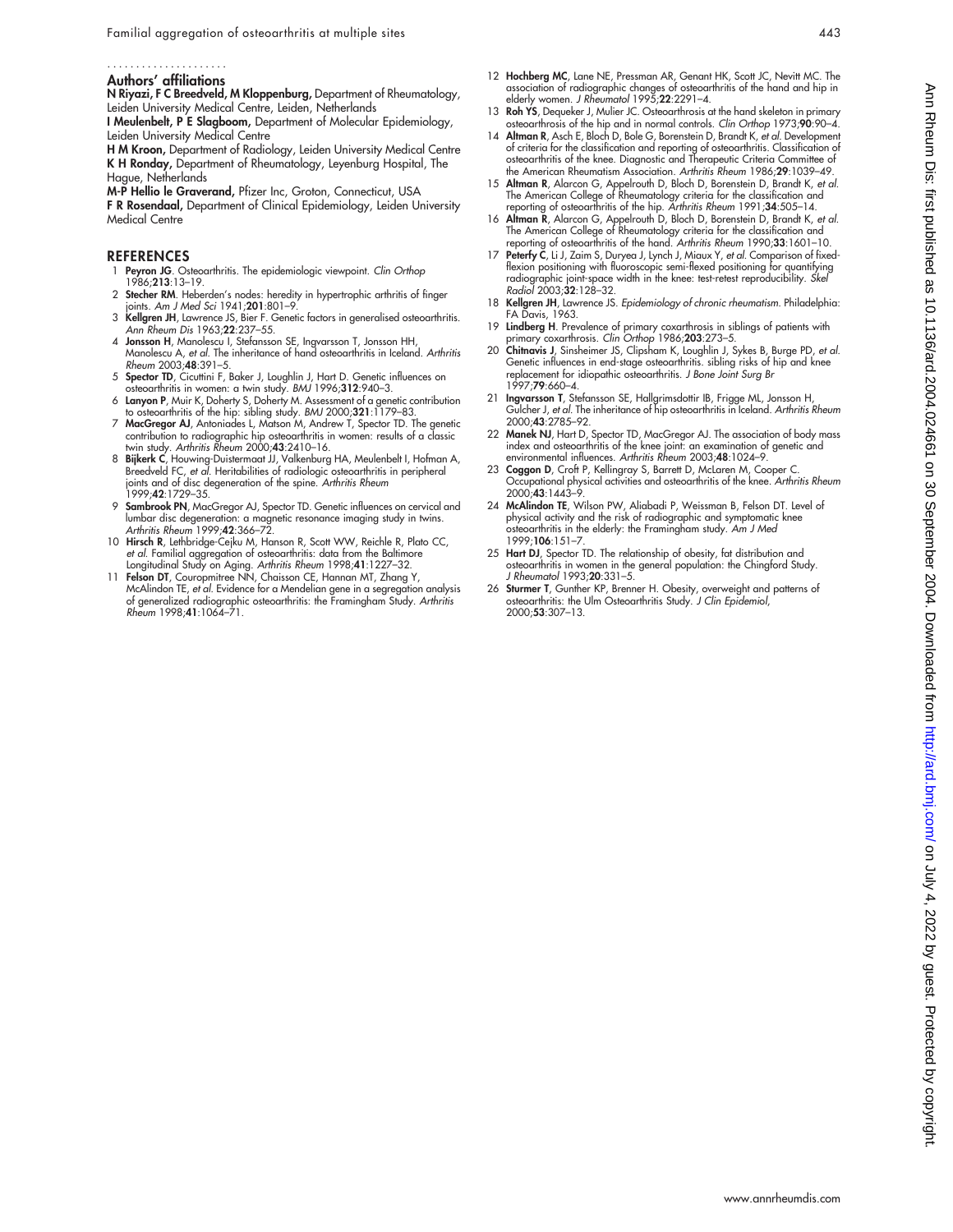## Authors' affiliations

**N Riyazi, F C Breedveld, M Kloppenburg,** Department of Rheumatology, Leiden University Medical Centre, Leiden, Netherlands

**I Meulenbelt, P E Slagboom,** Department of Molecular Epidemiology, Leiden University Medical Centre

**H M Kroon,** Department of Radiology, Leiden University Medical Centre

**K H Ronday,** Department of Rheumatology, Leyenburg Hospital, The Hague, Netherlands

**M-P Hellio le Graverand,** Pfizer Inc, Groton, Connecticut, USA

**F R Rosendaal,** Department of Clinical Epidemiology, Leiden University Medical Centre

## REFERENCES

1. **Peyron JG**. Osteoarthritis. The epidemiologic viewpoint. *Clin Orthop* 1986;**213**:13–19.
2. **Stecher RM**. Heberden's nodes: heredity in hypertrophic arthritis of finger joints. *Am J Med Sci* 1941;**201**:801–9.
3. **Kellgren JH**, Lawrence JS, Bier F. Genetic factors in generalised osteoarthritis. *Ann Rheum Dis* 1963;**22**:237–55.
4. **Jonsson H**, Manolescu I, Stefansson SE, Ingvarsson T, Jonsson HH, Manolescu A, *et al*. The inheritance of hand osteoarthritis in Iceland. *Arthritis Rheum* 2003;**48**:391–5.
5. **Spector TD**, Cicuttini F, Baker J, Loughlin J, Hart D. Genetic influences on osteoarthritis in women: a twin study. *BMJ* 1996;**312**:940–3.
6. **Lanyon P**, Muir K, Doherty S, Doherty M. Assessment of a genetic contribution to osteoarthritis of the hip: sibling study. *BMJ* 2000;**321**:1179–83.
7. **MacGregor AJ**, Antoniades L, Matson M, Andrew T, Spector TD. The genetic contribution to radiographic hip osteoarthritis in women: results of a classic twin study. *Arthritis Rheum* 2000;**43**:2410–16.
8. **Bijkerk C**, Houwing-Duistermaat JJ, Valkenburg HA, Meulenbelt I, Hofman A, Breedveld FC, *et al*. Heritabilities of radiologic osteoarthritis in peripheral joints and of disc degeneration of the spine. *Arthritis Rheum* 1999;**42**:1729–35.
9. **Sambrook PN**, MacGregor AJ, Spector TD. Genetic influences on cervical and lumbar disc degeneration: a magnetic resonance imaging study in twins. *Arthritis Rheum* 1999;**42**:366–72.
10. **Hirsch R**, Lethbridge-Cejku M, Hanson R, Scott WW, Reichle R, Plato CC, *et al*. Familial aggregation of osteoarthritis: data from the Baltimore Longitudinal Study on Aging. *Arthritis Rheum* 1998;**41**:1227–32.
11. **Felson DT**, Couropmitree NN, Chaisson CE, Hannan MT, Zhang Y, McAlindon TE, *et al*. Evidence for a Mendelian gene in a segregation analysis of generalized radiographic osteoarthritis: the Framingham Study. *Arthritis Rheum* 1998;**41**:1064–71.
12. **Hochberg MC**, Lane NE, Pressman AR, Genant HK, Scott JC, Nevitt MC. The association of radiographic changes of osteoarthritis of the hand and hip in elderly women. *J Rheumatol* 1995;**22**:2291–4.
13. **Roh YS**, Dequeker J, Mulier JC. Osteoarthrosis at the hand skeleton in primary osteoarthrosis of the hip and in normal controls. *Clin Orthop* 1973;**90**:90–4.
14. **Altman R**, Asch E, Bloch D, Bole G, Borenstein D, Brandt K, *et al*. Development of criteria for the classification and reporting of osteoarthritis. Classification of osteoarthritis of the knee. Diagnostic and Therapeutic Criteria Committee of the American Rheumatism Association. *Arthritis Rheum* 1986;**29**:1039–49.
15. **Altman R**, Alarcon G, Appelrouth D, Bloch D, Borenstein D, Brandt K, *et al*. The American College of Rheumatology criteria for the classification and reporting of osteoarthritis of the hip. *Arthritis Rheum* 1991;**34**:505–14.
16. **Altman R**, Alarcon G, Appelrouth D, Bloch D, Borenstein D, Brandt K, *et al*. The American College of Rheumatology criteria for the classification and reporting of osteoarthritis of the hand. *Arthritis Rheum* 1990;**33**:1601–10.
17. **Peterfy C**, Li J, Zaim S, Duryea J, Lynch J, Miaux Y, *et al*. Comparison of fixed-flexion positioning with fluoroscopic semi-flexed positioning for quantifying radiographic joint-space width in the knee: test-retest reproducibility. *Skel Radiol* 2003;**32**:128–32.
18. **Kellgren JH**, Lawrence JS. *Epidemiology of chronic rheumatism*. Philadelphia: FA Davis, 1963.
19. **Lindberg H**. Prevalence of primary coxarthrosis in siblings of patients with primary coxarthrosis. *Clin Orthop* 1986;**203**:273–5.
20. **Chitnavis J**, Sinsheimer JS, Clipsham K, Loughlin J, Sykes B, Burge PD, *et al*. Genetic influences in end-stage osteoarthritis. sibling risks of hip and knee replacement for idiopathic osteoarthritis. *J Bone Joint Surg Br* 1997;**79**:660–4.
21. **Ingvarsson T**, Stefansson SE, Hallgrimsdottir IB, Frigge ML, Jonsson H, Gulcher J, *et al*. The inheritance of hip osteoarthritis in Iceland. *Arthritis Rheum* 2000;**43**:2785–92.
22. **Manek NJ**, Hart D, Spector TD, MacGregor AJ. The association of body mass index and osteoarthritis of the knee joint: an examination of genetic and environmental influences. *Arthritis Rheum* 2003;**48**:1024–9.
23. **Coggon D**, Croft P, Kellingray S, Barrett D, McLaren M, Cooper C. Occupational physical activities and osteoarthritis of the knee. *Arthritis Rheum* 2000;**43**:1443–9.
24. **McAlindon TE**, Wilson PW, Aliabadi P, Weissman B, Felson DT. Level of physical activity and the risk of radiographic and symptomatic knee osteoarthritis in the elderly: the Framingham study. *Am J Med* 1999;**106**:151–7.
25. **Hart DJ**, Spector TD. The relationship of obesity, fat distribution and osteoarthritis in women in the general population: the Chingford Study. *J Rheumatol* 1993;**20**:331–5.
26. **Sturmer T**, Gunther KP, Brenner H. Obesity, overweight and patterns of osteoarthritis: the Ulm Osteoarthritis Study. *J Clin Epidemiol*, 2000;**53**:307–13.